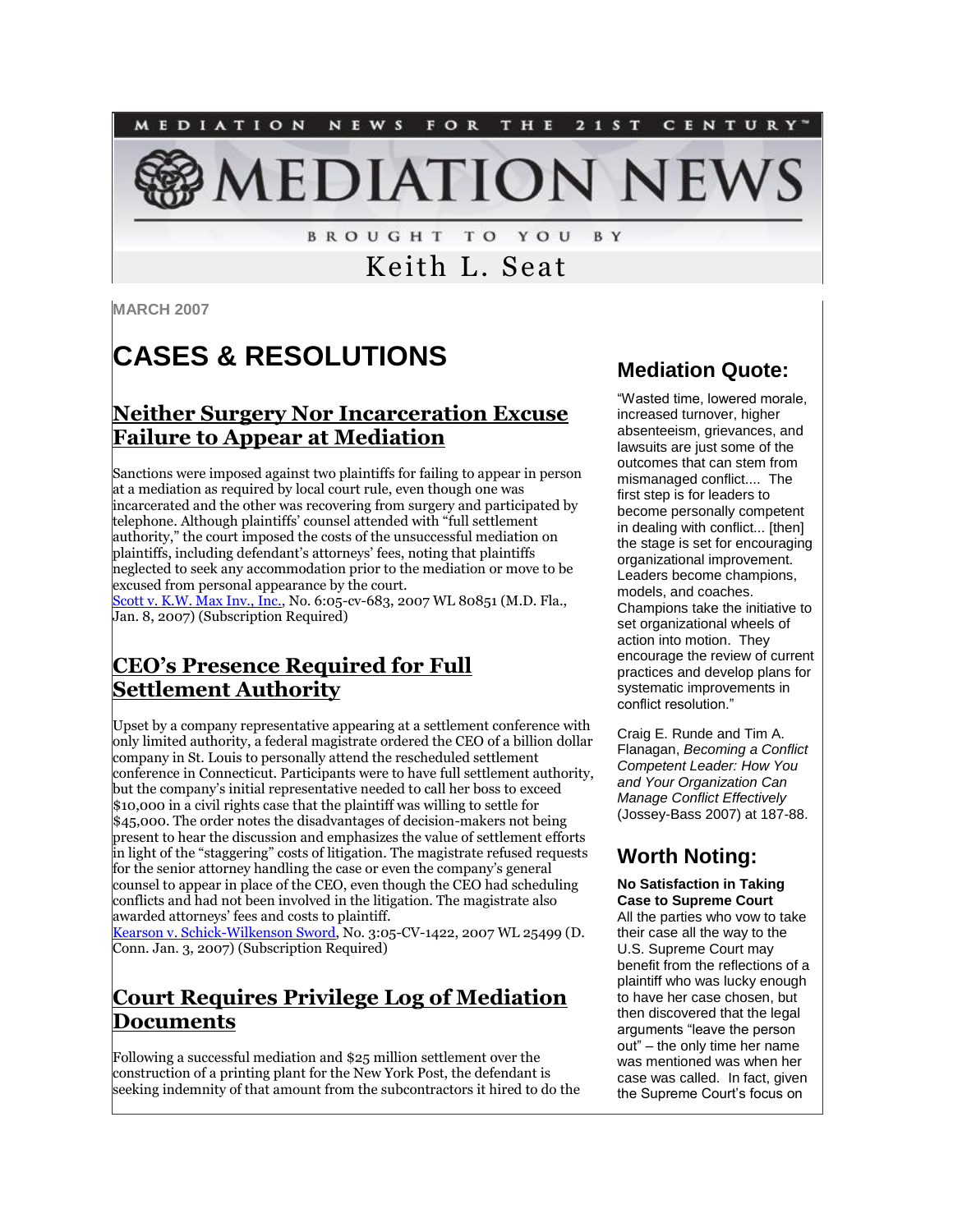MEDIATION NEWS FOR THE 21ST CENTURY™

# MEDIATION NEWS

BROUGHT TO YOU BY

Keith L. Seat

**MARCH 2007**

# CASES & RESOLUTIONS

## Neither Surgery Nor Incarceration Excuse Failure to Appear at Mediation

Sanctions were imposed against two plaintiffs for failing to appear in person at a mediation as required by local court rule, even though one was incarcerated and the other was recovering from surgery and participated by telephone. Although plaintiffs' counsel attended with "full settlement authority," the court imposed the costs of the unsuccessful mediation on plaintiffs, including defendant's attorneys' fees, noting that plaintiffs neglected to seek any accommodation prior to the mediation or move to be excused from personal appearance by the court.
Scott v. K.W. Max Inv., Inc., No. 6:05-cv-683, 2007 WL 80851 (M.D. Fla., Jan. 8, 2007) (Subscription Required)

## CEO's Presence Required for Full Settlement Authority

Upset by a company representative appearing at a settlement conference with only limited authority, a federal magistrate ordered the CEO of a billion dollar company in St. Louis to personally attend the rescheduled settlement conference in Connecticut. Participants were to have full settlement authority, but the company's initial representative needed to call her boss to exceed $10,000 in a civil rights case that the plaintiff was willing to settle for $45,000. The order notes the disadvantages of decision-makers not being present to hear the discussion and emphasizes the value of settlement efforts in light of the "staggering" costs of litigation. The magistrate refused requests for the senior attorney handling the case or even the company's general counsel to appear in place of the CEO, even though the CEO had scheduling conflicts and had not been involved in the litigation. The magistrate also awarded attorneys' fees and costs to plaintiff.
Kearson v. Schick-Wilkenson Sword, No. 3:05-CV-1422, 2007 WL 25499 (D. Conn. Jan. 3, 2007) (Subscription Required)

## Court Requires Privilege Log of Mediation Documents

Following a successful mediation and $25 million settlement over the construction of a printing plant for the New York Post, the defendant is seeking indemnity of that amount from the subcontractors it hired to do the

## Mediation Quote:

"Wasted time, lowered morale, increased turnover, higher absenteeism, grievances, and lawsuits are just some of the outcomes that can stem from mismanaged conflict.... The first step is for leaders to become personally competent in dealing with conflict... [then] the stage is set for encouraging organizational improvement. Leaders become champions, models, and coaches. Champions take the initiative to set organizational wheels of action into motion. They encourage the review of current practices and develop plans for systematic improvements in conflict resolution."

Craig E. Runde and Tim A. Flanagan, *Becoming a Conflict Competent Leader: How You and Your Organization Can Manage Conflict Effectively* (Jossey-Bass 2007) at 187-88.

## Worth Noting:

**No Satisfaction in Taking Case to Supreme Court**
All the parties who vow to take their case all the way to the U.S. Supreme Court may benefit from the reflections of a plaintiff who was lucky enough to have her case chosen, but then discovered that the legal arguments "leave the person out" – the only time her name was mentioned was when her case was called. In fact, given the Supreme Court's focus on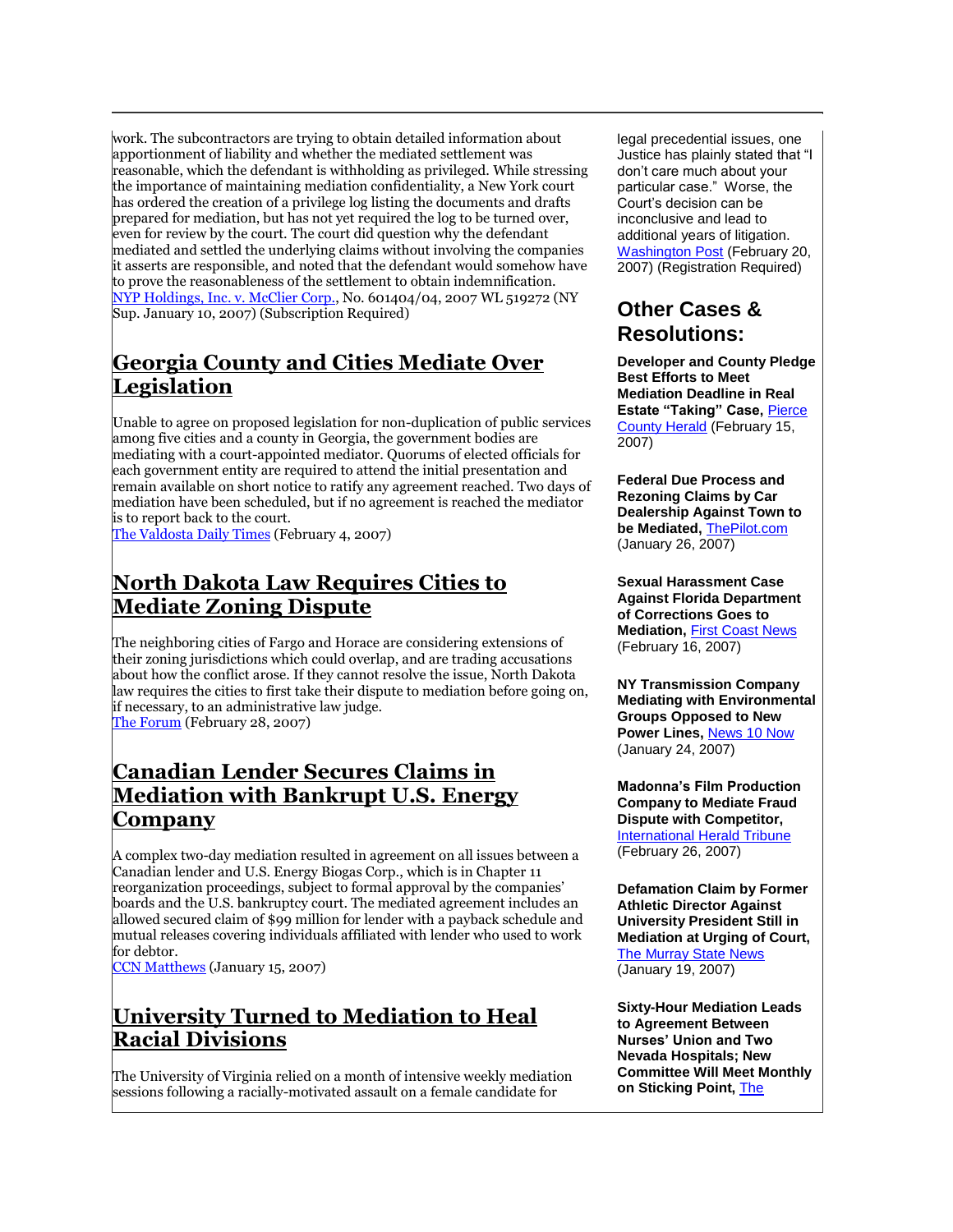work. The subcontractors are trying to obtain detailed information about apportionment of liability and whether the mediated settlement was reasonable, which the defendant is withholding as privileged. While stressing the importance of maintaining mediation confidentiality, a New York court has ordered the creation of a privilege log listing the documents and drafts prepared for mediation, but has not yet required the log to be turned over, even for review by the court. The court did question why the defendant mediated and settled the underlying claims without involving the companies it asserts are responsible, and noted that the defendant would somehow have to prove the reasonableness of the settlement to obtain indemnification. NYP Holdings, Inc. v. McClier Corp., No. 601404/04, 2007 WL 519272 (NY Sup. January 10, 2007) (Subscription Required)

## Georgia County and Cities Mediate Over Legislation

Unable to agree on proposed legislation for non-duplication of public services among five cities and a county in Georgia, the government bodies are mediating with a court-appointed mediator. Quorums of elected officials for each government entity are required to attend the initial presentation and remain available on short notice to ratify any agreement reached. Two days of mediation have been scheduled, but if no agreement is reached the mediator is to report back to the court.
The Valdosta Daily Times (February 4, 2007)

## North Dakota Law Requires Cities to Mediate Zoning Dispute

The neighboring cities of Fargo and Horace are considering extensions of their zoning jurisdictions which could overlap, and are trading accusations about how the conflict arose. If they cannot resolve the issue, North Dakota law requires the cities to first take their dispute to mediation before going on, if necessary, to an administrative law judge.
The Forum (February 28, 2007)

## Canadian Lender Secures Claims in Mediation with Bankrupt U.S. Energy Company

A complex two-day mediation resulted in agreement on all issues between a Canadian lender and U.S. Energy Biogas Corp., which is in Chapter 11 reorganization proceedings, subject to formal approval by the companies' boards and the U.S. bankruptcy court. The mediated agreement includes an allowed secured claim of $99 million for lender with a payback schedule and mutual releases covering individuals affiliated with lender who used to work for debtor.
CCN Matthews (January 15, 2007)

## University Turned to Mediation to Heal Racial Divisions

The University of Virginia relied on a month of intensive weekly mediation sessions following a racially-motivated assault on a female candidate for

legal precedential issues, one Justice has plainly stated that "I don't care much about your particular case." Worse, the Court's decision can be inconclusive and lead to additional years of litigation. Washington Post (February 20, 2007) (Registration Required)

## Other Cases & Resolutions:

**Developer and County Pledge Best Efforts to Meet Mediation Deadline in Real Estate "Taking" Case,** Pierce County Herald (February 15, 2007)

**Federal Due Process and Rezoning Claims by Car Dealership Against Town to be Mediated,** ThePilot.com (January 26, 2007)

**Sexual Harassment Case Against Florida Department of Corrections Goes to Mediation,** First Coast News (February 16, 2007)

**NY Transmission Company Mediating with Environmental Groups Opposed to New Power Lines,** News 10 Now (January 24, 2007)

**Madonna's Film Production Company to Mediate Fraud Dispute with Competitor,** International Herald Tribune (February 26, 2007)

**Defamation Claim by Former Athletic Director Against University President Still in Mediation at Urging of Court,** The Murray State News (January 19, 2007)

**Sixty-Hour Mediation Leads to Agreement Between Nurses' Union and Two Nevada Hospitals; New Committee Will Meet Monthly on Sticking Point,** The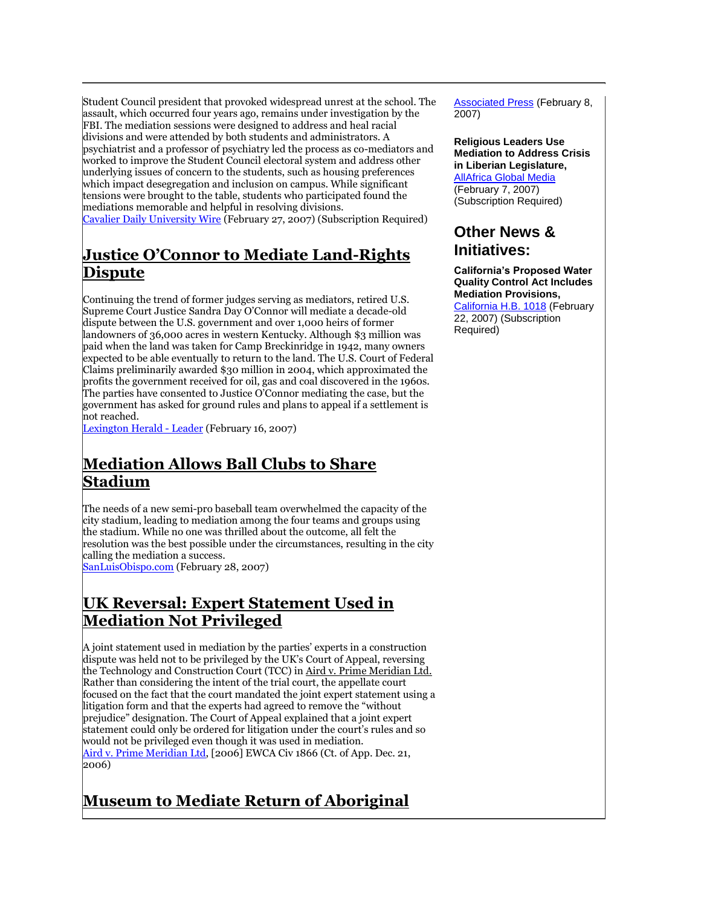Student Council president that provoked widespread unrest at the school. The assault, which occurred four years ago, remains under investigation by the FBI. The mediation sessions were designed to address and heal racial divisions and were attended by both students and administrators. A psychiatrist and a professor of psychiatry led the process as co-mediators and worked to improve the Student Council electoral system and address other underlying issues of concern to the students, such as housing preferences which impact desegregation and inclusion on campus. While significant tensions were brought to the table, students who participated found the mediations memorable and helpful in resolving divisions.
Cavalier Daily University Wire (February 27, 2007) (Subscription Required)

## Justice O'Connor to Mediate Land-Rights Dispute

Continuing the trend of former judges serving as mediators, retired U.S. Supreme Court Justice Sandra Day O'Connor will mediate a decade-old dispute between the U.S. government and over 1,000 heirs of former landowners of 36,000 acres in western Kentucky. Although $3 million was paid when the land was taken for Camp Breckinridge in 1942, many owners expected to be able eventually to return to the land. The U.S. Court of Federal Claims preliminarily awarded $30 million in 2004, which approximated the profits the government received for oil, gas and coal discovered in the 1960s. The parties have consented to Justice O'Connor mediating the case, but the government has asked for ground rules and plans to appeal if a settlement is not reached.
Lexington Herald - Leader (February 16, 2007)

## Mediation Allows Ball Clubs to Share Stadium

The needs of a new semi-pro baseball team overwhelmed the capacity of the city stadium, leading to mediation among the four teams and groups using the stadium. While no one was thrilled about the outcome, all felt the resolution was the best possible under the circumstances, resulting in the city calling the mediation a success.
SanLuisObispo.com (February 28, 2007)

## UK Reversal: Expert Statement Used in Mediation Not Privileged

A joint statement used in mediation by the parties' experts in a construction dispute was held not to be privileged by the UK's Court of Appeal, reversing the Technology and Construction Court (TCC) in Aird v. Prime Meridian Ltd. Rather than considering the intent of the trial court, the appellate court focused on the fact that the court mandated the joint statement using a litigation form and that the experts had agreed to remove the "without prejudice" designation. The Court of Appeal explained that a joint expert statement could only be ordered for litigation under the court's rules and so would not be privileged even though it was used in mediation.
Aird v. Prime Meridian Ltd, [2006] EWCA Civ 1866 (Ct. of App. Dec. 21, 2006)

## Museum to Mediate Return of Aboriginal

Associated Press (February 8, 2007)

**Religious Leaders Use Mediation to Address Crisis in Liberian Legislature,** AllAfrica Global Media (February 7, 2007) (Subscription Required)

## Other News & Initiatives:

**California's Proposed Water Quality Control Act Includes Mediation Provisions,** California H.B. 1018 (February 22, 2007) (Subscription Required)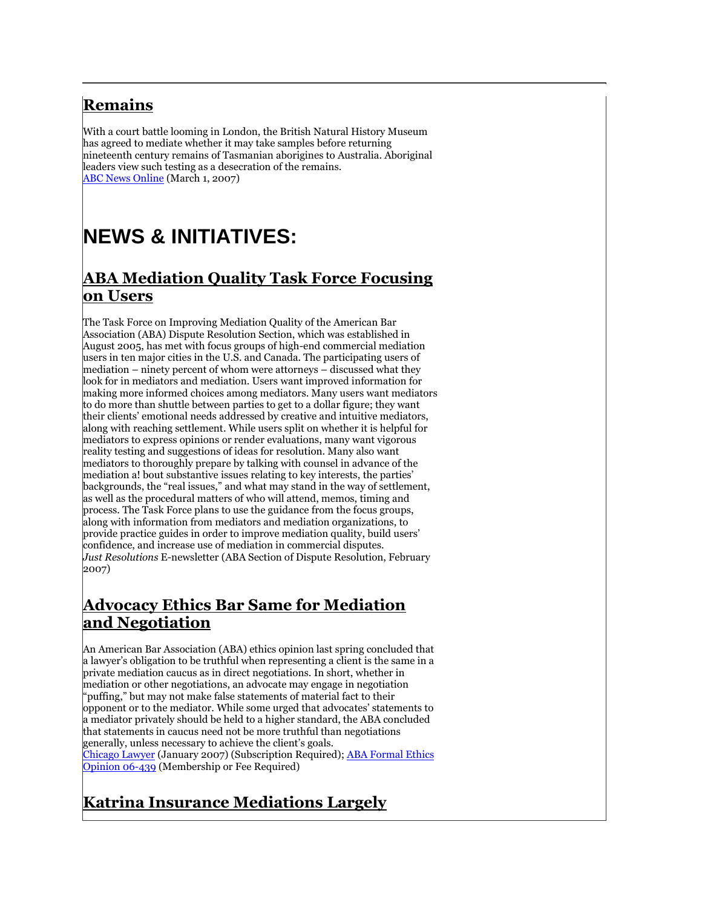## Remains

With a court battle looming in London, the British Natural History Museum has agreed to mediate whether it may take samples before returning nineteenth century remains of Tasmanian aborigines to Australia. Aboriginal leaders view such testing as a desecration of the remains.
ABC News Online (March 1, 2007)

# NEWS & INITIATIVES:

## ABA Mediation Quality Task Force Focusing on Users

The Task Force on Improving Mediation Quality of the American Bar Association (ABA) Dispute Resolution Section, which was established in August 2005, has met with focus groups of high-end commercial mediation users in ten major cities in the U.S. and Canada. The participating users of mediation – ninety percent of whom were attorneys – discussed what they look for in mediators and mediation. Users want improved information for making more informed choices among mediators. Many users want mediators to do more than shuttle between parties to get to a dollar figure; they want their clients' emotional needs addressed by creative and intuitive mediators, along with reaching settlement. While users split on whether it is helpful for mediators to express opinions or render evaluations, many want vigorous reality testing and suggestions of ideas for resolution. Many also want mediators to thoroughly prepare by talking with counsel in advance of the mediation a! bout substantive issues relating to key interests, the parties' backgrounds, the "real issues," and what may stand in the way of settlement, as well as the procedural matters of who will attend, memos, timing and process. The Task Force plans to use the guidance from the focus groups, along with information from mediators and mediation organizations, to provide practice guides in order to improve mediation quality, build users' confidence, and increase use of mediation in commercial disputes.
*Just Resolutions* E-newsletter (ABA Section of Dispute Resolution, February 2007)

## Advocacy Ethics Bar Same for Mediation and Negotiation

An American Bar Association (ABA) ethics opinion last spring concluded that a lawyer's obligation to be truthful when representing a client is the same in a private mediation caucus as in direct negotiations. In short, whether in mediation or other negotiations, an advocate may engage in negotiation "puffing," but may not make false statements of material fact to their opponent or to the mediator. While some urged that advocates' statements to a mediator privately should be held to a higher standard, the ABA concluded that statements in caucus need not be more truthful than negotiations generally, unless necessary to achieve the client's goals.
Chicago Lawyer (January 2007) (Subscription Required); ABA Formal Ethics Opinion 06-439 (Membership or Fee Required)

## Katrina Insurance Mediations Largely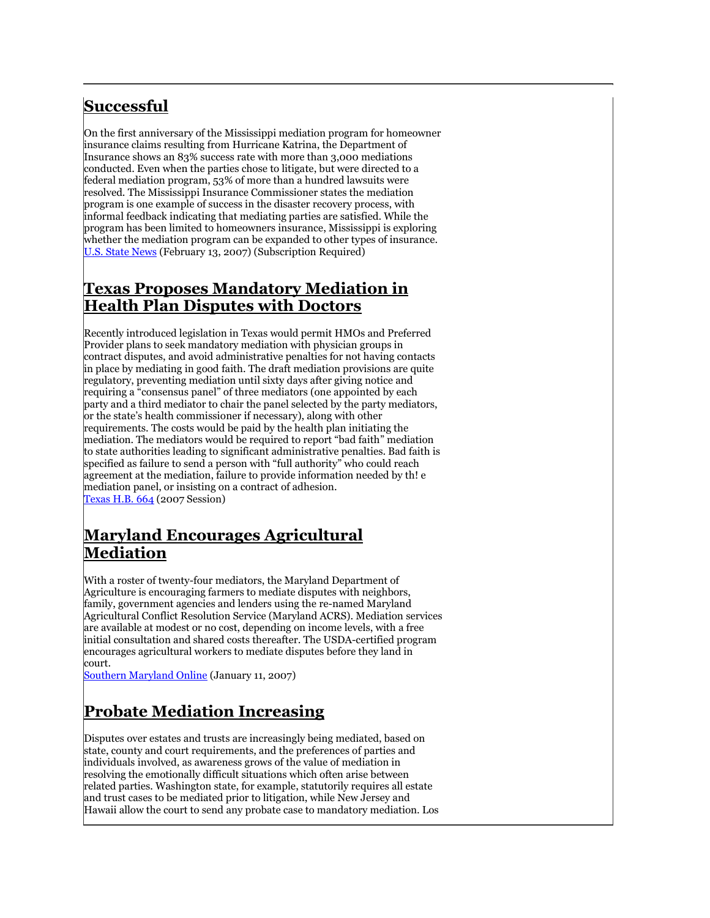## Successful

On the first anniversary of the Mississippi mediation program for homeowner insurance claims resulting from Hurricane Katrina, the Department of Insurance shows an 83% success rate with more than 3,000 mediations conducted. Even when the parties chose to litigate, but were directed to a federal mediation program, 53% of more than a hundred lawsuits were resolved. The Mississippi Insurance Commissioner states the mediation program is one example of success in the disaster recovery process, with informal feedback indicating that mediating parties are satisfied. While the program has been limited to homeowners insurance, Mississippi is exploring whether the mediation program can be expanded to other types of insurance.
U.S. State News (February 13, 2007) (Subscription Required)

## Texas Proposes Mandatory Mediation in Health Plan Disputes with Doctors

Recently introduced legislation in Texas would permit HMOs and Preferred Provider plans to seek mandatory mediation with physician groups in contract disputes, and avoid administrative penalties for not having contacts in place by mediating in good faith. The draft mediation provisions are quite regulatory, preventing mediation until sixty days after giving notice and requiring a "consensus panel" of three mediators (one appointed by each party and a third mediator to chair the panel selected by the party mediators, or the state's health commissioner if necessary), along with other requirements. The costs would be paid by the health plan initiating the mediation. The mediators would be required to report "bad faith" mediation to state authorities leading to significant administrative penalties. Bad faith is specified as failure to send a person with "full authority" who could reach agreement at the mediation, failure to provide information needed by th! e mediation panel, or insisting on a contract of adhesion.
Texas H.B. 664 (2007 Session)

## Maryland Encourages Agricultural Mediation

With a roster of twenty-four mediators, the Maryland Department of Agriculture is encouraging farmers to mediate disputes with neighbors, family, government agencies and lenders using the re-named Maryland Agricultural Conflict Resolution Service (Maryland ACRS). Mediation services are available at modest or no cost, depending on income levels, with a free initial consultation and shared costs thereafter. The USDA-certified program encourages agricultural workers to mediate disputes before they land in court.
Southern Maryland Online (January 11, 2007)

## Probate Mediation Increasing

Disputes over estates and trusts are increasingly being mediated, based on state, county and court requirements, and the preferences of parties and individuals involved, as awareness grows of the value of mediation in resolving the emotionally difficult situations which often arise between related parties. Washington state, for example, statutorily requires all estate and trust cases to be mediated prior to litigation, while New Jersey and Hawaii allow the court to send any probate case to mandatory mediation. Los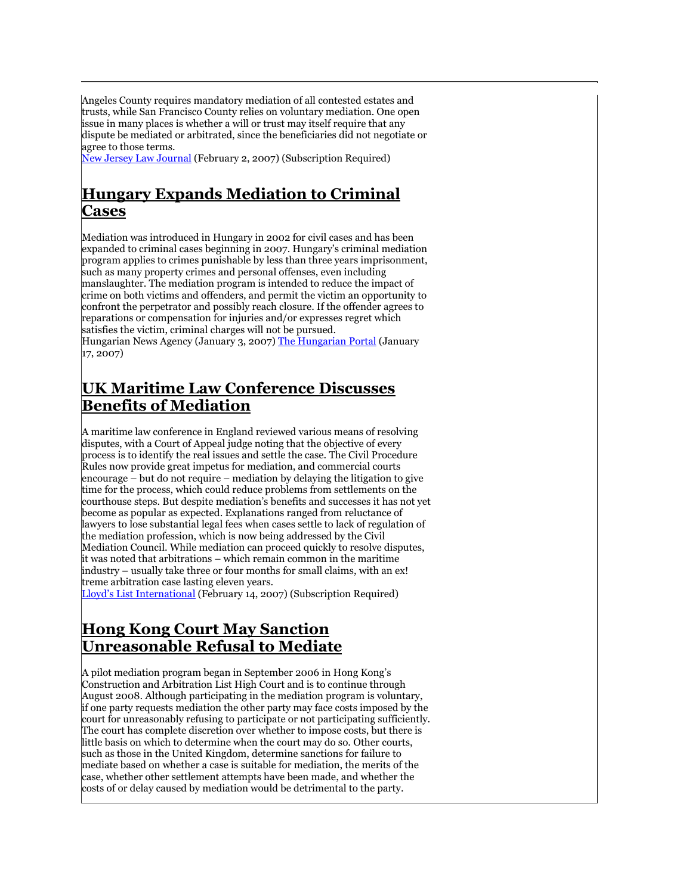Angeles County requires mandatory mediation of all contested estates and trusts, while San Francisco County relies on voluntary mediation. One open issue in many places is whether a will or trust may itself require that any dispute be mediated or arbitrated, since the beneficiaries did not negotiate or agree to those terms.
New Jersey Law Journal (February 2, 2007) (Subscription Required)

## Hungary Expands Mediation to Criminal Cases

Mediation was introduced in Hungary in 2002 for civil cases and has been expanded to criminal cases beginning in 2007. Hungary's criminal mediation program applies to crimes punishable by less than three years imprisonment, such as many property crimes and personal offenses, even including manslaughter. The mediation program is intended to reduce the impact of crime on both victims and offenders, and permit the victim an opportunity to confront the perpetrator and possibly reach closure. If the offender agrees to reparations or compensation for injuries and/or expresses regret which satisfies the victim, criminal charges will not be pursued.
Hungarian News Agency (January 3, 2007) The Hungarian Portal (January 17, 2007)

## UK Maritime Law Conference Discusses Benefits of Mediation

A maritime law conference in England reviewed various means of resolving disputes, with a Court of Appeal judge noting that the objective of every process is to identify the real issues and settle the case. The Civil Procedure Rules now provide great impetus for mediation, and commercial courts encourage – but do not require – mediation by delaying the litigation to give time for the process, which could reduce problems from settlements on the courthouse steps. But despite mediation's benefits and successes it has not yet become as popular as expected. Explanations ranged from reluctance of lawyers to lose substantial legal fees when cases settle to lack of regulation of the mediation profession, which is now being addressed by the Civil Mediation Council. While mediation can proceed quickly to resolve disputes, it was noted that arbitrations – which remain common in the maritime industry – usually take three or four months for small claims, with an ex! treme arbitration case lasting eleven years.
Lloyd's List International (February 14, 2007) (Subscription Required)

## Hong Kong Court May Sanction Unreasonable Refusal to Mediate

A pilot mediation program began in September 2006 in Hong Kong's Construction and Arbitration List High Court and is to continue through August 2008. Although participating in the mediation program is voluntary, if one party requests mediation the other party may face costs imposed by the court for unreasonably refusing to participate or not participating sufficiently. The court has complete discretion over whether to impose costs, but there is little basis on which to determine when the court may do so. Other courts, such as those in the United Kingdom, determine sanctions for failure to mediate based on whether a case is suitable for mediation, the merits of the case, whether other settlement attempts have been made, and whether the costs of or delay caused by mediation would be detrimental to the party.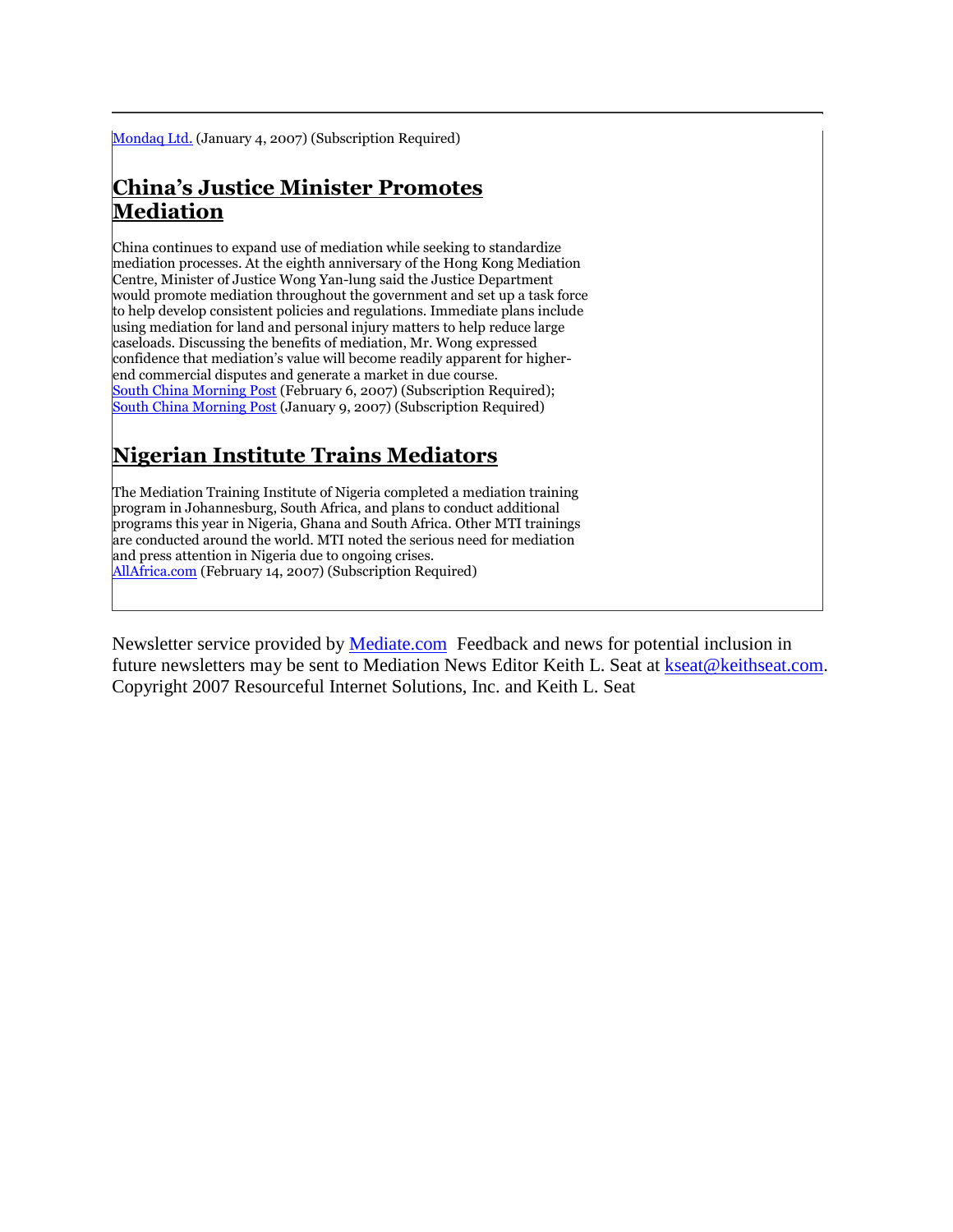Mondaq Ltd. (January 4, 2007) (Subscription Required)

## China's Justice Minister Promotes Mediation

China continues to expand use of mediation while seeking to standardize mediation processes. At the eighth anniversary of the Hong Kong Mediation Centre, Minister of Justice Wong Yan-lung said the Justice Department would promote mediation throughout the government and set up a task force to help develop consistent policies and regulations. Immediate plans include using mediation for land and personal injury matters to help reduce large caseloads. Discussing the benefits of mediation, Mr. Wong expressed confidence that mediation's value will become readily apparent for higher-end commercial disputes and generate a market in due course.
South China Morning Post (February 6, 2007) (Subscription Required);
South China Morning Post (January 9, 2007) (Subscription Required)

## Nigerian Institute Trains Mediators

The Mediation Training Institute of Nigeria completed a mediation training program in Johannesburg, South Africa, and plans to conduct additional programs this year in Nigeria, Ghana and South Africa. Other MTI trainings are conducted around the world. MTI noted the serious need for mediation and press attention in Nigeria due to ongoing crises.
AllAfrica.com (February 14, 2007) (Subscription Required)

Newsletter service provided by Mediate.com Feedback and news for potential inclusion in future newsletters may be sent to Mediation News Editor Keith L. Seat at kseat@keithseat.com. Copyright 2007 Resourceful Internet Solutions, Inc. and Keith L. Seat